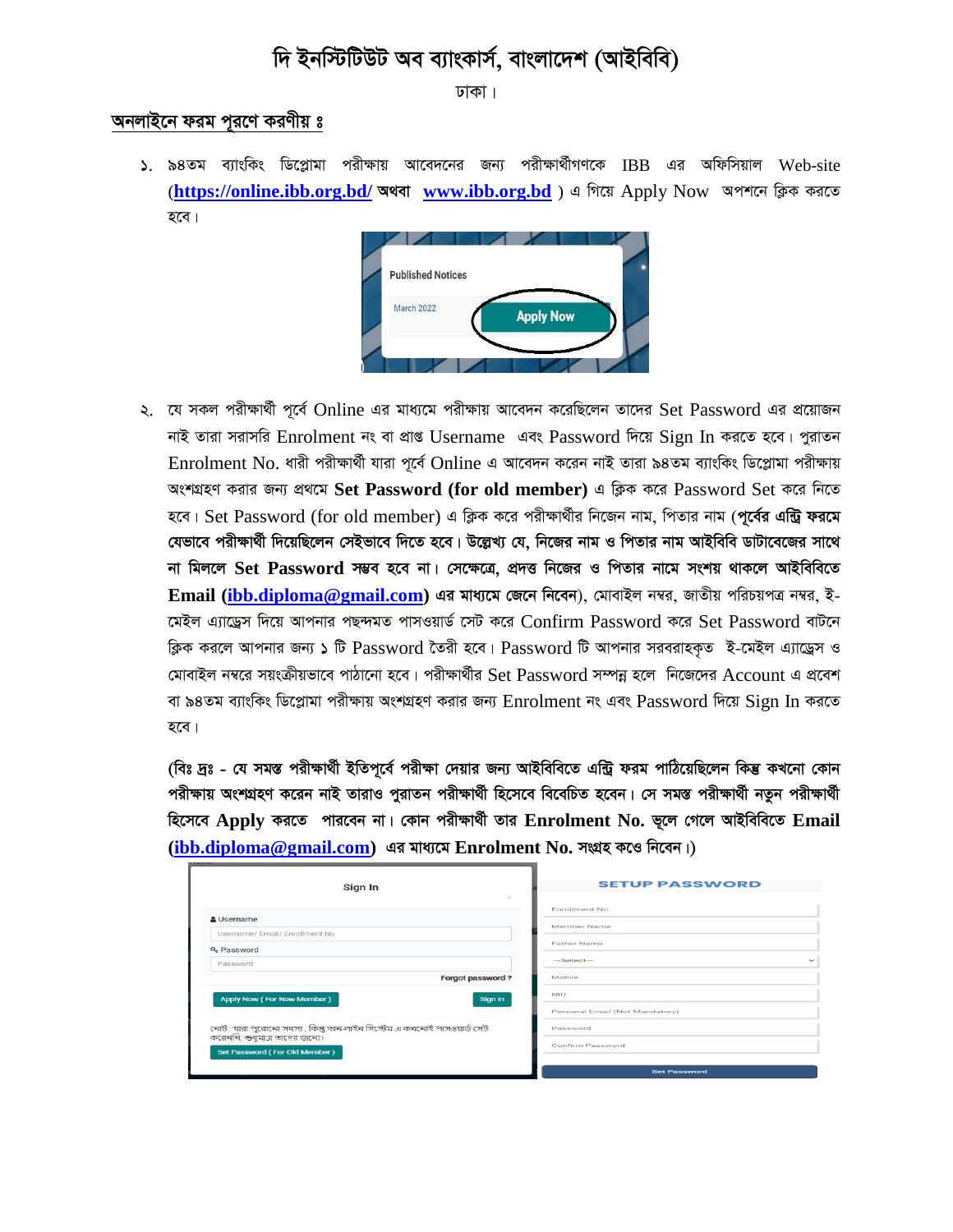# দি ইনস্টিটিউট অব ব্যাংকার্স, বাংলাদেশ (আইবিবি)

ঢাকা।

**অনলাইনে ফরম পূরণে করণীয় ঃ**

১. ৯৪তম ব্যাংকিং ডিপ্লোমা পরীক্ষায় আবেদনের জন্য পরীক্ষার্থীগণকে IBB এর অফিসিয়াল Web-site (**https://online.ibb.org.bd/ অথবা www.ibb.org.bd**) এ গিয়ে Apply Now অপশনে ক্লিক করতে হবে।

২. যে সকল পরীক্ষার্থী পূর্বে Online এর মাধ্যমে পরীক্ষায় আবেদন করেছিলেন তাদের Set Password এর প্রয়োজন নাই তারা সরাসরি Enrolment নং বা প্রাপ্ত Username এবং Password দিয়ে Sign In করতে হবে। পুরাতন Enrolment No. ধারী পরীক্ষার্থী যারা পূর্বে Online এ আবেদন করেন নাই তারা ৯৪তম ব্যাংকিং ডিপ্লোমা পরীক্ষায় অংশগ্রহণ করার জন্য প্রথমে **Set Password (for old member)** এ ক্লিক করে Password Set করে নিতে হবে। Set Password (for old member) এ ক্লিক করে পরীক্ষার্থীর নিজেন নাম, পিতার নাম (**পূর্বের এন্ট্রি ফরমে যেভাবে পরীক্ষার্থী দিয়েছিলেন সেইভাবে দিতে হবে। উল্লেখ্য যে, নিজের নাম ও পিতার নাম আইবিবি ডাটাবেজের সাথে না মিললে Set Password সম্ভব হবে না। সেক্ষেত্রে, প্রদত্ত নিজের ও পিতার নামে সংশয় থাকলে আইবিবিতে Email (ibb.diploma@gmail.com) এর মাধ্যমে জেনে নিবেন**), মোবাইল নম্বর, জাতীয় পরিচয়পত্র নম্বর, ই-মেইল এ্যাড্রেস দিয়ে আপনার পছন্দমত পাসওয়ার্ড সেট করে Confirm Password করে Set Password বাটনে ক্লিক করলে আপনার জন্য ১ টি Password তৈরী হবে। Password টি আপনার সরবরাহকৃত ই-মেইল এ্যাড্রেস ও মোবাইল নম্বরে সয়ংক্রীয়ভাবে পাঠানো হবে। পরীক্ষার্থীর Set Password সম্পন্ন হলে নিজেদের Account এ প্রবেশ বা ৯৪তম ব্যাংকিং ডিপ্লোমা পরীক্ষায় অংশগ্রহণ করার জন্য Enrolment নং এবং Password দিয়ে Sign In করতে হবে।

**(বিঃ দ্রঃ - যে সমস্ত পরীক্ষার্থী ইতিপূর্বে পরীক্ষা দেয়ার জন্য আইবিবিতে এন্ট্রি ফরম পাঠিয়েছিলেন কিন্তু কখনো কোন পরীক্ষায় অংশগ্রহণ করেন নাই তারাও পুরাতন পরীক্ষার্থী হিসেবে বিবেচিত হবেন। সে সমস্ত পরীক্ষার্থী নতুন পরীক্ষার্থী হিসেবে Apply করতে পারবেন না। কোন পরীক্ষার্থী তার Enrolment No. ভুলে গেলে আইবিবিতে Email (ibb.diploma@gmail.com) এর মাধ্যমে Enrolment No. সংগ্রহ কওে নিবেন।)**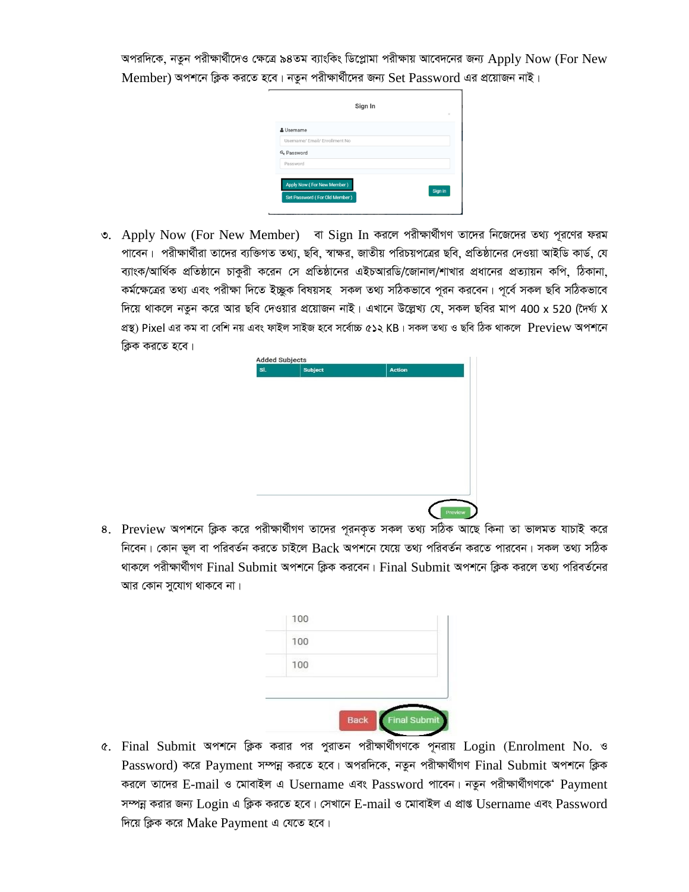অপরদিকে, নতুন পরীক্ষার্থীদেও ক্ষেত্রে ৯৪তম ব্যাংকিং ডিপ্লোমা পরীক্ষায় আবেদনের জন্য Apply Now (For New Member) অপশনে ক্লিক করতে হবে। নতুন পরীক্ষার্থীদের জন্য Set Password এর প্রয়োজন নাই।

৩. Apply Now (For New Member) বা Sign In করলে পরীক্ষার্থীগণ তাদের নিজেদের তথ্য পূরণের ফরম পাবেন। পরীক্ষার্থীরা তাদের ব্যক্তিগত তথ্য, ছবি, স্বাক্ষর, জাতীয় পরিচয়পত্রের ছবি, প্রতিষ্ঠানের দেওয়া আইডি কার্ড, যে ব্যাংক/আর্থিক প্রতিষ্ঠানে চাকুরী করেন সে প্রতিষ্ঠানের এইচআরডি/জোনাল/শাখার প্রধানের প্রত্যায়ন কপি, ঠিকানা, কর্মক্ষেত্রের তথ্য এবং পরীক্ষা দিতে ইচ্ছুক বিষয়সহ সকল তথ্য সঠিকভাবে পূরন করবেন। পূর্বে সকল ছবি সঠিকভাবে দিয়ে থাকলে নতুন করে আর ছবি দেওয়ার প্রয়োজন নাই। এখানে উল্লেখ্য যে, সকল ছবির মাপ 400 x 520 (দৈর্ঘ্য X প্রস্থ) Pixel এর কম বা বেশি নয় এবং ফাইল সাইজ হবে সর্বোচ্চ ৫১২ KB। সকল তথ্য ও ছবি ঠিক থাকলে Preview অপশনে ক্লিক করতে হবে।

৪. Preview অপশনে ক্লিক করে পরীক্ষার্থীগণ তাদের পূরনকৃত সকল তথ্য সঠিক আছে কিনা তা ভালমত যাচাই করে নিবেন। কোন ভুল বা পরিবর্তন করতে চাইলে Back অপশনে যেয়ে তথ্য পরিবর্তন করতে পারবেন। সকল তথ্য সঠিক থাকলে পরীক্ষার্থীগণ Final Submit অপশনে ক্লিক করবেন। Final Submit অপশনে ক্লিক করলে তথ্য পরিবর্তনের আর কোন সুযোগ থাকবে না।

৫. Final Submit অপশনে ক্লিক করার পর পুরাতন পরীক্ষার্থীগণকে পুনরায় Login (Enrolment No. ও Password) করে Payment সম্পন্ন করতে হবে। অপরদিকে, নতুন পরীক্ষার্থীগণ Final Submit অপশনে ক্লিক করলে তাদের E-mail ও মোবাইল এ Username এবং Password পাবেন। নতুন পরীক্ষার্থীগণকে' Payment সম্পন্ন করার জন্য Login এ ক্লিক করতে হবে। সেখানে E-mail ও মোবাইল এ প্রাপ্ত Username এবং Password দিয়ে ক্লিক করে Make Payment এ যেতে হবে।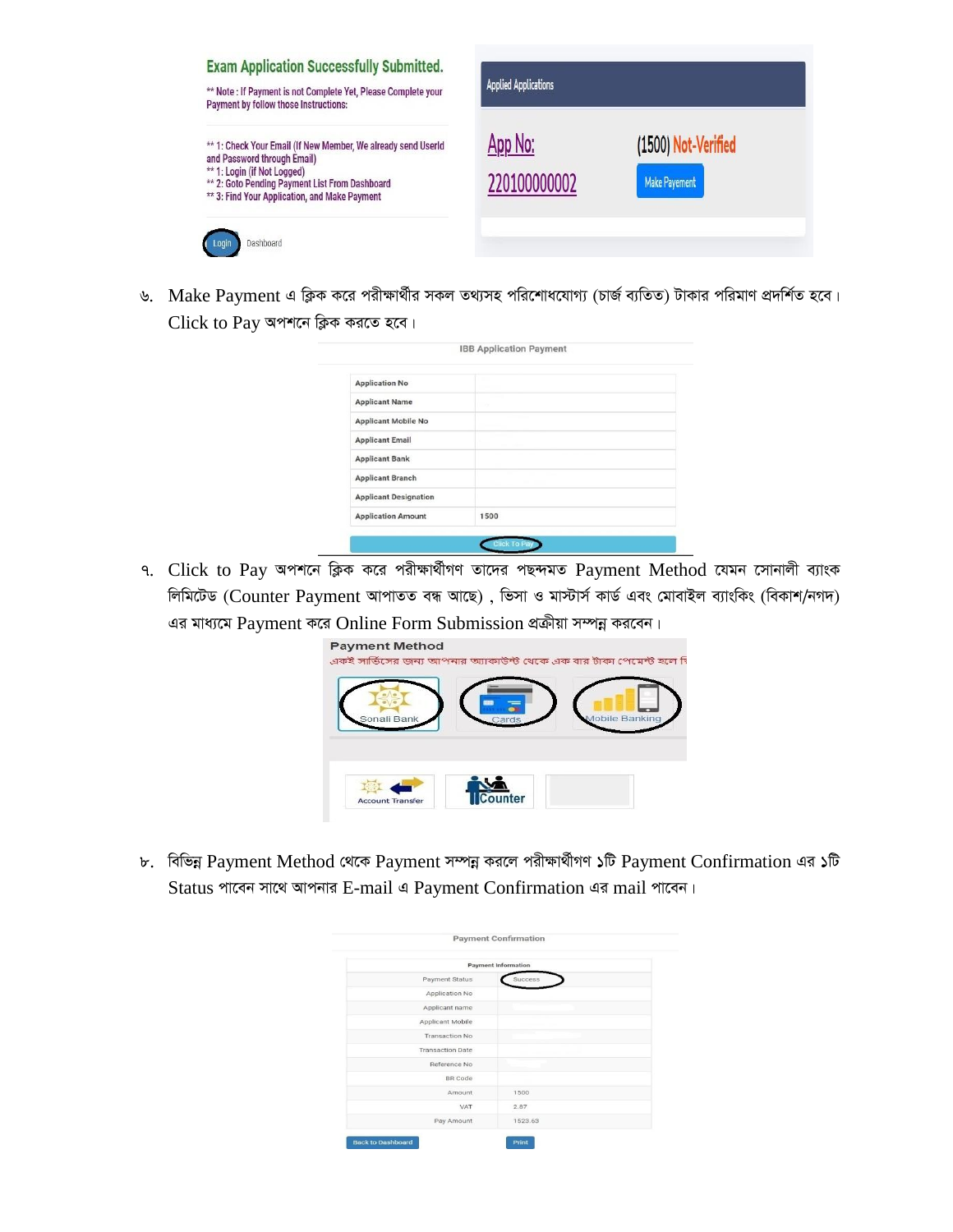**Exam Application Successfully Submitted.**

** Note : If Payment is not Complete Yet, Please Complete your Payment by follow those Instructions:

** 1: Check Your Email (If New Member, We already send UserId and Password through Email)
** 1: Login (if Not Logged)
** 2: Goto Pending Payment List From Dashboard
** 3: Find Your Application, and Make Payment

Login Dashboard

**Applied Applications**

App No: 220100000002 (1500) Not-Verified

Make Payement

৬. Make Payment এ ক্লিক করে পরীক্ষার্থীর সকল তথ্যসহ পরিশোধযোগ্য (চার্জ ব্যতিত) টাকার পরিমাণ প্রদর্শিত হবে। Click to Pay অপশনে ক্লিক করতে হবে।

**IBB Application Payment**

| | |
|---|---|
| Application No | |
| Applicant Name | |
| Applicant Mobile No | |
| Applicant Email | |
| Applicant Bank | |
| Applicant Branch | |
| Applicant Designation | |
| Application Amount | 1500 |

Click To Pay

৭. Click to Pay অপশনে ক্লিক করে পরীক্ষার্থীগণ তাদের পছন্দমত Payment Method যেমন সোনালী ব্যাংক লিমিটেড (Counter Payment আপাতত বন্ধ আছে) , ভিসা ও মাস্টার্স কার্ড এবং মোবাইল ব্যাংকিং (বিকাশ/নগদ) এর মাধ্যমে Payment করে Online Form Submission প্রক্রীয়া সম্পন্ন করবেন।

**Payment Method**

একই সার্ভিসের জন্য আপনার অ্যাকাউন্ট থেকে এক বার টাকা পেমেন্ট হলে দি

Sonali Bank | Cards | Mobile Banking

Account Transfer | Counter

৮. বিভিন্ন Payment Method থেকে Payment সম্পন্ন করলে পরীক্ষার্থীগণ ১টি Payment Confirmation এর ১টি Status পাবেন সাথে আপনার E-mail এ Payment Confirmation এর mail পাবেন।

**Payment Confirmation**

| Payment Information | |
|---|---|
| Payment Status | Success |
| Application No | |
| Applicant name | |
| Applicant Mobile | |
| Transaction No | |
| Transaction Date | |
| Reference No | |
| BR Code | |
| Amount | 1500 |
| VAT | 2.87 |
| Pay Amount | 1523.63 |

Back to Dashboard    Print